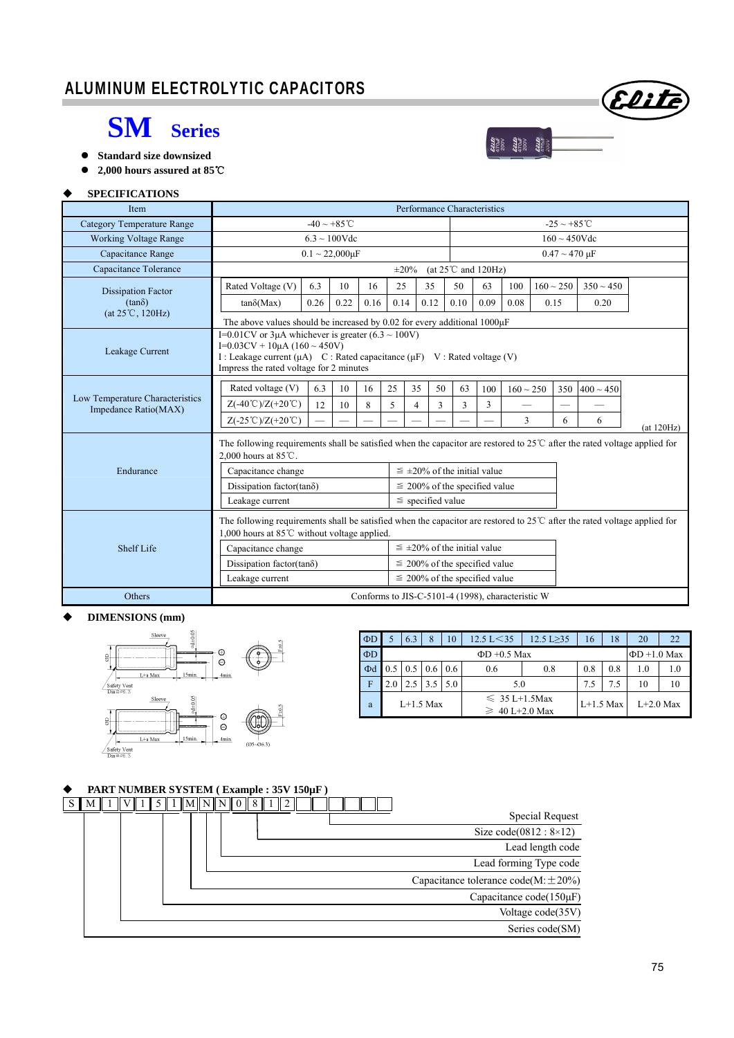# ALUMINUM ELECTROLYTIC CAPACITORS

## SM Series

- **Standard size downsized**
- **2,000 hours assured at 85℃**

### SPECIFICATIONS

| Item | Performance Characteristics | |
|---|---|---|
| Category Temperature Range | -40 ~ +85℃ | -25 ~ +85℃ |
| Working Voltage Range | 6.3 ~ 100Vdc | 160 ~ 450Vdc |
| Capacitance Range | 0.1 ~ 22,000μF | 0.47 ~ 470 μF |
| Capacitance Tolerance | ±20% (at 25℃ and 120Hz) | |
| Dissipation Factor (tanδ) (at 25℃, 120Hz) | see table below | |
| Leakage Current | I=0.01CV or 3μA whichever is greater (6.3 ~ 100V)<br>I=0.03CV + 10μA (160 ~ 450V)<br>I : Leakage current (μA) C : Rated capacitance (μF) V : Rated voltage (V)<br>Impress the rated voltage for 2 minutes | |
| Low Temperature Characteristics Impedance Ratio(MAX) | see table below | |
| Endurance | The following requirements shall be satisfied when the capacitor are restored to 25℃ after the rated voltage applied for 2,000 hours at 85℃. | |
| Shelf Life | The following requirements shall be satisfied when the capacitor are restored to 25℃ after the rated voltage applied for 1,000 hours at 85℃ without voltage applied. | |
| Others | Conforms to JIS-C-5101-4 (1998), characteristic W | |

**Dissipation Factor (tanδ) (at 25℃, 120Hz)**

| Rated Voltage (V) | 6.3 | 10 | 16 | 25 | 35 | 50 | 63 | 100 | 160 ~ 250 | 350 ~ 450 |
|---|---|---|---|---|---|---|---|---|---|---|
| tanδ(Max) | 0.26 | 0.22 | 0.16 | 0.14 | 0.12 | 0.10 | 0.09 | 0.08 | 0.15 | 0.20 |

The above values should be increased by 0.02 for every additional 1000μF

**Low Temperature Characteristics Impedance Ratio(MAX)**

| Rated voltage (V) | 6.3 | 10 | 16 | 25 | 35 | 50 | 63 | 100 | 160 ~ 250 | 350 | 400 ~ 450 |
|---|---|---|---|---|---|---|---|---|---|---|---|
| Z(-40℃)/Z(+20℃) | 12 | 10 | 8 | 5 | 4 | 3 | 3 | 3 | — | — | — |
| Z(-25℃)/Z(+20℃) | — | — | — | — | — | — | — | — | 3 | 6 | 6 |

(at 120Hz)

**Endurance**

| | |
|---|---|
| Capacitance change | ≦ ±20% of the initial value |
| Dissipation factor(tanδ) | ≦ 200% of the specified value |
| Leakage current | ≦ specified value |

**Shelf Life**

| | |
|---|---|
| Capacitance change | ≦ ±20% of the initial value |
| Dissipation factor(tanδ) | ≦ 200% of the specified value |
| Leakage current | ≦ 200% of the specified value |

### DIMENSIONS (mm)

Sleeve, L+a Max, 15min., 4min., Safety Vent Dia≧Φ6.3, (D5~Φ6.3)

| ΦD | 5 | 6.3 | 8 | 10 | 12.5 L<35 | 12.5 L≧35 | 16 | 18 | 20 | 22 |
|---|---|---|---|---|---|---|---|---|---|---|
| ΦD | ΦD +0.5 Max | | | | | | | | ΦD +1.0 Max | |
| Φd | 0.5 | 0.5 | 0.6 | 0.6 | 0.6 | 0.8 | 0.8 | 0.8 | 1.0 | 1.0 |
| F | 2.0 | 2.5 | 3.5 | 5.0 | 5.0 | | 7.5 | 7.5 | 10 | 10 |
| a | L+1.5 Max | | | | ≦ 35 L+1.5Max<br>≧ 40 L+2.0 Max | | L+1.5 Max | | L+2.0 Max | |

### PART NUMBER SYSTEM ( Example : 35V 150μF )

S M 1 V 1 5 1 M N N 0 8 1 2

- S M : Series code(SM)
- 1 V : Voltage code(35V)
- 1 5 1 : Capacitance code(150μF)
- M : Capacitance tolerance code(M: ±20%)
- N : Lead forming Type code
- N : Lead length code
- 0 8 1 2 : Size code(0812 : 8×12)
- Special Request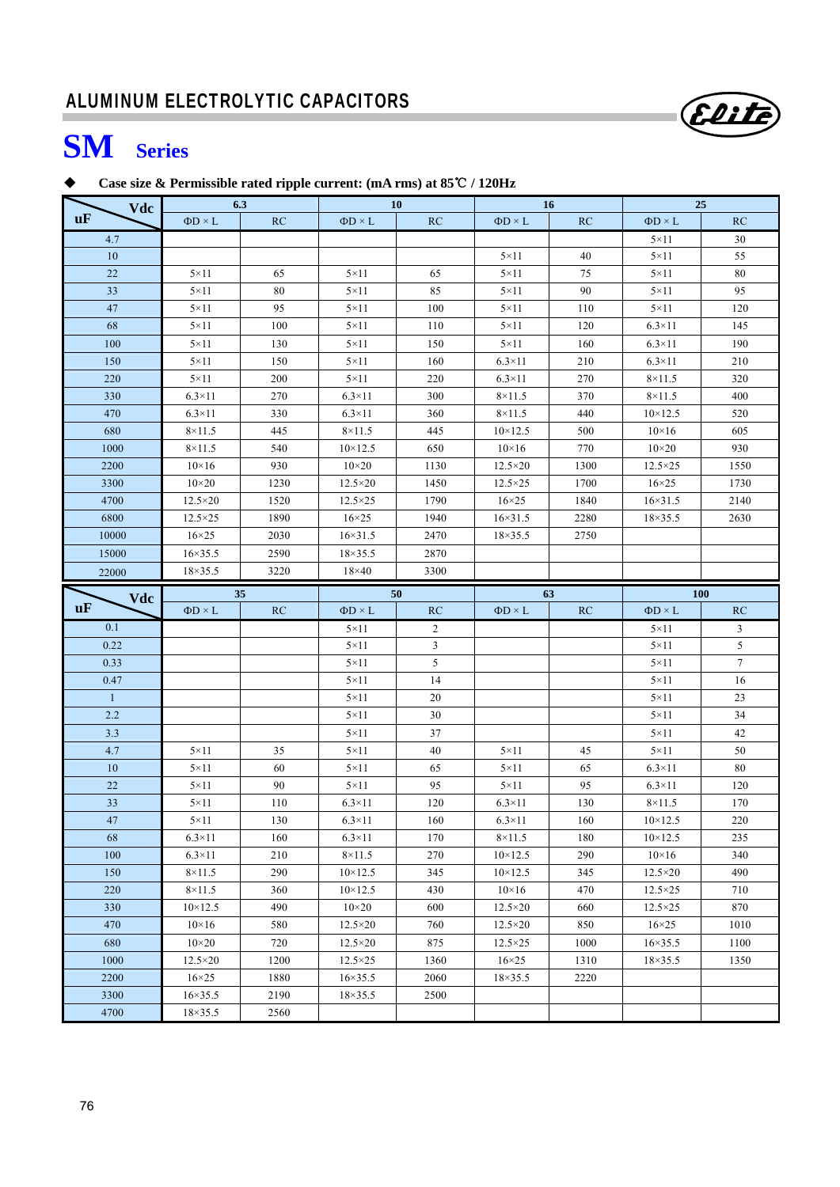# ALUMINUM ELECTROLYTIC CAPACITORS

# SM Series

◆ **Case size & Permissible rated ripple current: (mA rms) at 85℃ / 120Hz**

| uF \ Vdc | 6.3 | | 10 | | 16 | | 25 | |
|---|---|---|---|---|---|---|---|---|
| | ΦD × L | RC | ΦD × L | RC | ΦD × L | RC | ΦD × L | RC |
| 4.7 | | | | | | | 5×11 | 30 |
| 10 | | | | | 5×11 | 40 | 5×11 | 55 |
| 22 | 5×11 | 65 | 5×11 | 65 | 5×11 | 75 | 5×11 | 80 |
| 33 | 5×11 | 80 | 5×11 | 85 | 5×11 | 90 | 5×11 | 95 |
| 47 | 5×11 | 95 | 5×11 | 100 | 5×11 | 110 | 5×11 | 120 |
| 68 | 5×11 | 100 | 5×11 | 110 | 5×11 | 120 | 6.3×11 | 145 |
| 100 | 5×11 | 130 | 5×11 | 150 | 5×11 | 160 | 6.3×11 | 190 |
| 150 | 5×11 | 150 | 5×11 | 160 | 6.3×11 | 210 | 6.3×11 | 210 |
| 220 | 5×11 | 200 | 5×11 | 220 | 6.3×11 | 270 | 8×11.5 | 320 |
| 330 | 6.3×11 | 270 | 6.3×11 | 300 | 8×11.5 | 370 | 8×11.5 | 400 |
| 470 | 6.3×11 | 330 | 6.3×11 | 360 | 8×11.5 | 440 | 10×12.5 | 520 |
| 680 | 8×11.5 | 445 | 8×11.5 | 445 | 10×12.5 | 500 | 10×16 | 605 |
| 1000 | 8×11.5 | 540 | 10×12.5 | 650 | 10×16 | 770 | 10×20 | 930 |
| 2200 | 10×16 | 930 | 10×20 | 1130 | 12.5×20 | 1300 | 12.5×25 | 1550 |
| 3300 | 10×20 | 1230 | 12.5×20 | 1450 | 12.5×25 | 1700 | 16×25 | 1730 |
| 4700 | 12.5×20 | 1520 | 12.5×25 | 1790 | 16×25 | 1840 | 16×31.5 | 2140 |
| 6800 | 12.5×25 | 1890 | 16×25 | 1940 | 16×31.5 | 2280 | 18×35.5 | 2630 |
| 10000 | 16×25 | 2030 | 16×31.5 | 2470 | 18×35.5 | 2750 | | |
| 15000 | 16×35.5 | 2590 | 18×35.5 | 2870 | | | | |
| 22000 | 18×35.5 | 3220 | 18×40 | 3300 | | | | |

| uF \ Vdc | 35 | | 50 | | 63 | | 100 | |
|---|---|---|---|---|---|---|---|---|
| | ΦD × L | RC | ΦD × L | RC | ΦD × L | RC | ΦD × L | RC |
| 0.1 | | | 5×11 | 2 | | | 5×11 | 3 |
| 0.22 | | | 5×11 | 3 | | | 5×11 | 5 |
| 0.33 | | | 5×11 | 5 | | | 5×11 | 7 |
| 0.47 | | | 5×11 | 14 | | | 5×11 | 16 |
| 1 | | | 5×11 | 20 | | | 5×11 | 23 |
| 2.2 | | | 5×11 | 30 | | | 5×11 | 34 |
| 3.3 | | | 5×11 | 37 | | | 5×11 | 42 |
| 4.7 | 5×11 | 35 | 5×11 | 40 | 5×11 | 45 | 5×11 | 50 |
| 10 | 5×11 | 60 | 5×11 | 65 | 5×11 | 65 | 6.3×11 | 80 |
| 22 | 5×11 | 90 | 5×11 | 95 | 5×11 | 95 | 6.3×11 | 120 |
| 33 | 5×11 | 110 | 6.3×11 | 120 | 6.3×11 | 130 | 8×11.5 | 170 |
| 47 | 5×11 | 130 | 6.3×11 | 160 | 6.3×11 | 160 | 10×12.5 | 220 |
| 68 | 6.3×11 | 160 | 6.3×11 | 170 | 8×11.5 | 180 | 10×12.5 | 235 |
| 100 | 6.3×11 | 210 | 8×11.5 | 270 | 10×12.5 | 290 | 10×16 | 340 |
| 150 | 8×11.5 | 290 | 10×12.5 | 345 | 10×12.5 | 345 | 12.5×20 | 490 |
| 220 | 8×11.5 | 360 | 10×12.5 | 430 | 10×16 | 470 | 12.5×25 | 710 |
| 330 | 10×12.5 | 490 | 10×20 | 600 | 12.5×20 | 660 | 12.5×25 | 870 |
| 470 | 10×16 | 580 | 12.5×20 | 760 | 12.5×20 | 850 | 16×25 | 1010 |
| 680 | 10×20 | 720 | 12.5×20 | 875 | 12.5×25 | 1000 | 16×35.5 | 1100 |
| 1000 | 12.5×20 | 1200 | 12.5×25 | 1360 | 16×25 | 1310 | 18×35.5 | 1350 |
| 2200 | 16×25 | 1880 | 16×35.5 | 2060 | 18×35.5 | 2220 | | |
| 3300 | 16×35.5 | 2190 | 18×35.5 | 2500 | | | | |
| 4700 | 18×35.5 | 2560 | | | | | | |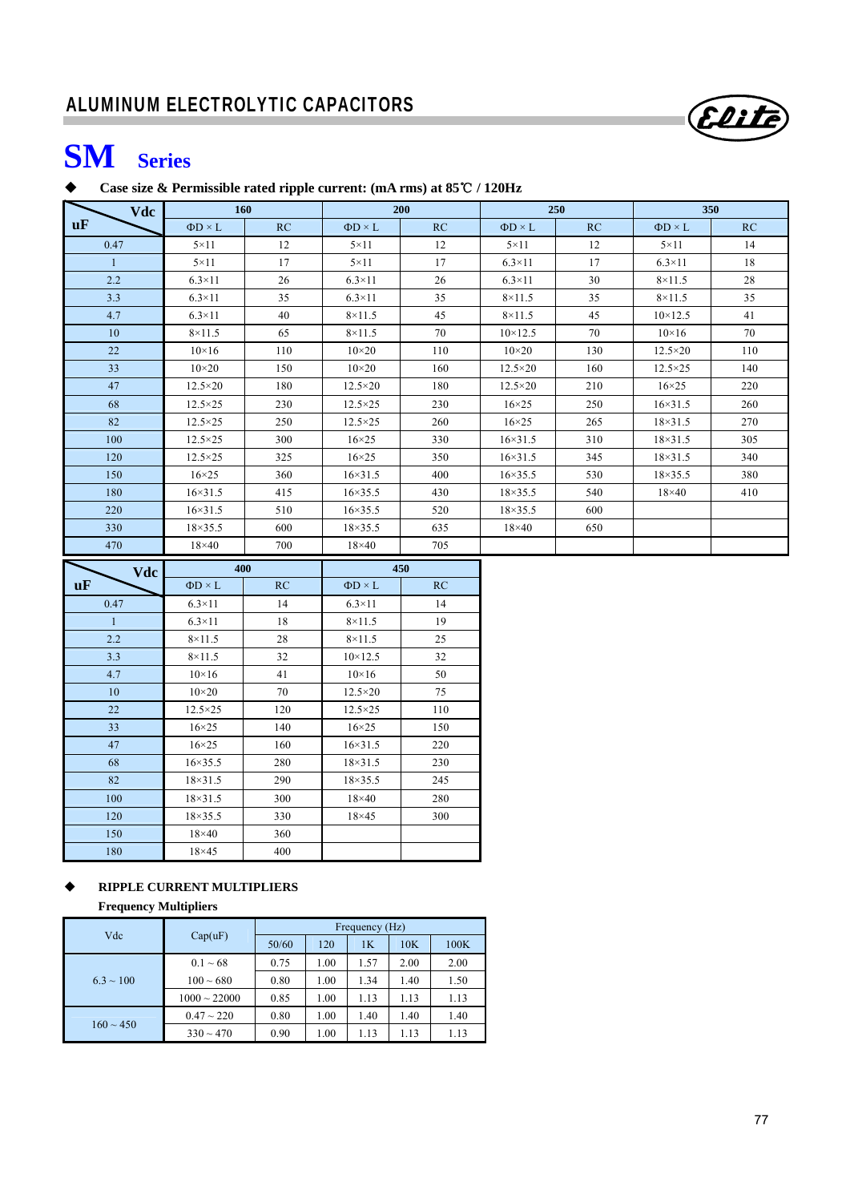# ALUMINUM ELECTROLYTIC CAPACITORS

## SM Series

◆ **Case size & Permissible rated ripple current: (mA rms) at 85℃ / 120Hz**

| Vdc / uF | 160 | | 200 | | 250 | | 350 | |
|---|---|---|---|---|---|---|---|---|
| | ΦD × L | RC | ΦD × L | RC | ΦD × L | RC | ΦD × L | RC |
| 0.47 | 5×11 | 12 | 5×11 | 12 | 5×11 | 12 | 5×11 | 14 |
| 1 | 5×11 | 17 | 5×11 | 17 | 6.3×11 | 17 | 6.3×11 | 18 |
| 2.2 | 6.3×11 | 26 | 6.3×11 | 26 | 6.3×11 | 30 | 8×11.5 | 28 |
| 3.3 | 6.3×11 | 35 | 6.3×11 | 35 | 8×11.5 | 35 | 8×11.5 | 35 |
| 4.7 | 6.3×11 | 40 | 8×11.5 | 45 | 8×11.5 | 45 | 10×12.5 | 41 |
| 10 | 8×11.5 | 65 | 8×11.5 | 70 | 10×12.5 | 70 | 10×16 | 70 |
| 22 | 10×16 | 110 | 10×20 | 110 | 10×20 | 130 | 12.5×20 | 110 |
| 33 | 10×20 | 150 | 10×20 | 160 | 12.5×20 | 160 | 12.5×25 | 140 |
| 47 | 12.5×20 | 180 | 12.5×20 | 180 | 12.5×20 | 210 | 16×25 | 220 |
| 68 | 12.5×25 | 230 | 12.5×25 | 230 | 16×25 | 250 | 16×31.5 | 260 |
| 82 | 12.5×25 | 250 | 12.5×25 | 260 | 16×25 | 265 | 18×31.5 | 270 |
| 100 | 12.5×25 | 300 | 16×25 | 330 | 16×31.5 | 310 | 18×31.5 | 305 |
| 120 | 12.5×25 | 325 | 16×25 | 350 | 16×31.5 | 345 | 18×31.5 | 340 |
| 150 | 16×25 | 360 | 16×31.5 | 400 | 16×35.5 | 530 | 18×35.5 | 380 |
| 180 | 16×31.5 | 415 | 16×35.5 | 430 | 18×35.5 | 540 | 18×40 | 410 |
| 220 | 16×31.5 | 510 | 16×35.5 | 520 | 18×35.5 | 600 | | |
| 330 | 18×35.5 | 600 | 18×35.5 | 635 | 18×40 | 650 | | |
| 470 | 18×40 | 700 | 18×40 | 705 | | | | |

| Vdc / uF | 400 | | 450 | |
|---|---|---|---|---|
| | ΦD × L | RC | ΦD × L | RC |
| 0.47 | 6.3×11 | 14 | 6.3×11 | 14 |
| 1 | 6.3×11 | 18 | 8×11.5 | 19 |
| 2.2 | 8×11.5 | 28 | 8×11.5 | 25 |
| 3.3 | 8×11.5 | 32 | 10×12.5 | 32 |
| 4.7 | 10×16 | 41 | 10×16 | 50 |
| 10 | 10×20 | 70 | 12.5×20 | 75 |
| 22 | 12.5×25 | 120 | 12.5×25 | 110 |
| 33 | 16×25 | 140 | 16×25 | 150 |
| 47 | 16×25 | 160 | 16×31.5 | 220 |
| 68 | 16×35.5 | 280 | 18×31.5 | 230 |
| 82 | 18×31.5 | 290 | 18×35.5 | 245 |
| 100 | 18×31.5 | 300 | 18×40 | 280 |
| 120 | 18×35.5 | 330 | 18×45 | 300 |
| 150 | 18×40 | 360 | | |
| 180 | 18×45 | 400 | | |

◆ **RIPPLE CURRENT MULTIPLIERS**

**Frequency Multipliers**

| Vdc | Cap(uF) | Frequency (Hz) | | | | |
|---|---|---|---|---|---|---|
| | | 50/60 | 120 | 1K | 10K | 100K |
| 6.3 ~ 100 | 0.1 ~ 68 | 0.75 | 1.00 | 1.57 | 2.00 | 2.00 |
| | 100 ~ 680 | 0.80 | 1.00 | 1.34 | 1.40 | 1.50 |
| | 1000 ~ 22000 | 0.85 | 1.00 | 1.13 | 1.13 | 1.13 |
| 160 ~ 450 | 0.47 ~ 220 | 0.80 | 1.00 | 1.40 | 1.40 | 1.40 |
| | 330 ~ 470 | 0.90 | 1.00 | 1.13 | 1.13 | 1.13 |